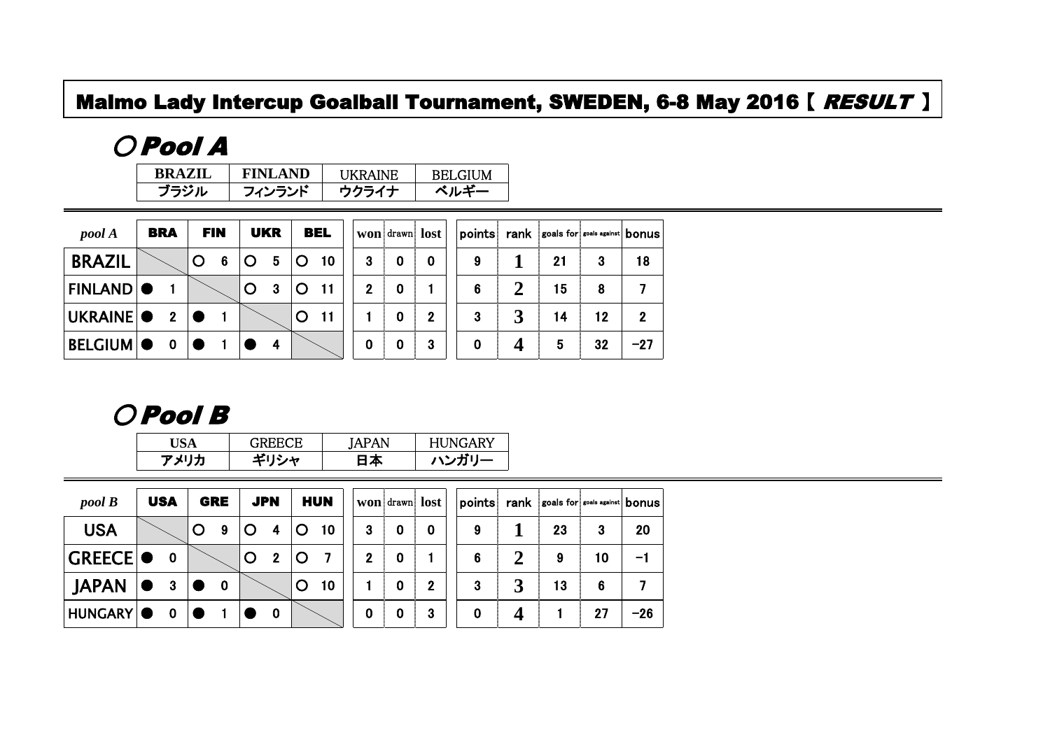# Malmo Lady Intercup Goalball Tournament, SWEDEN, 6-8 May 2016【 *RESULT* 】

## ○ Pool A

| BRAZIL | FINLAND | UKRAINE | BELGIUM |
|---|---|---|---|
| ブラジル | フィンランド | ウクライナ | ベルギー |

| *pool A* | BRA | FIN | UKR | BEL | won | drawn | lost | points | rank | goals for | goals against | bonus |
|---|---|---|---|---|---|---|---|---|---|---|---|---|
| BRAZIL | | ○ 6 | ○ 5 | ○ 10 | 3 | 0 | 0 | 9 | 1 | 21 | 3 | 18 |
| FINLAND | ● 1 | | ○ 3 | ○ 11 | 2 | 0 | 1 | 6 | 2 | 15 | 8 | 7 |
| UKRAINE | ● 2 | ● 1 | | ○ 11 | 1 | 0 | 2 | 3 | 3 | 14 | 12 | 2 |
| BELGIUM | ● 0 | ● 1 | ● 4 | | 0 | 0 | 3 | 0 | 4 | 5 | 32 | −27 |

## ○ Pool B

| USA | GREECE | JAPAN | HUNGARY |
|---|---|---|---|
| アメリカ | ギリシャ | 日本 | ハンガリー |

| *pool B* | USA | GRE | JPN | HUN | won | drawn | lost | points | rank | goals for | goals against | bonus |
|---|---|---|---|---|---|---|---|---|---|---|---|---|
| USA | | ○ 9 | ○ 4 | ○ 10 | 3 | 0 | 0 | 9 | 1 | 23 | 3 | 20 |
| GREECE | ● 0 | | ○ 2 | ○ 7 | 2 | 0 | 1 | 6 | 2 | 9 | 10 | −1 |
| JAPAN | ● 3 | ● 0 | | ○ 10 | 1 | 0 | 2 | 3 | 3 | 13 | 6 | 7 |
| HUNGARY | ● 0 | ● 1 | ● 0 | | 0 | 0 | 3 | 0 | 4 | 1 | 27 | −26 |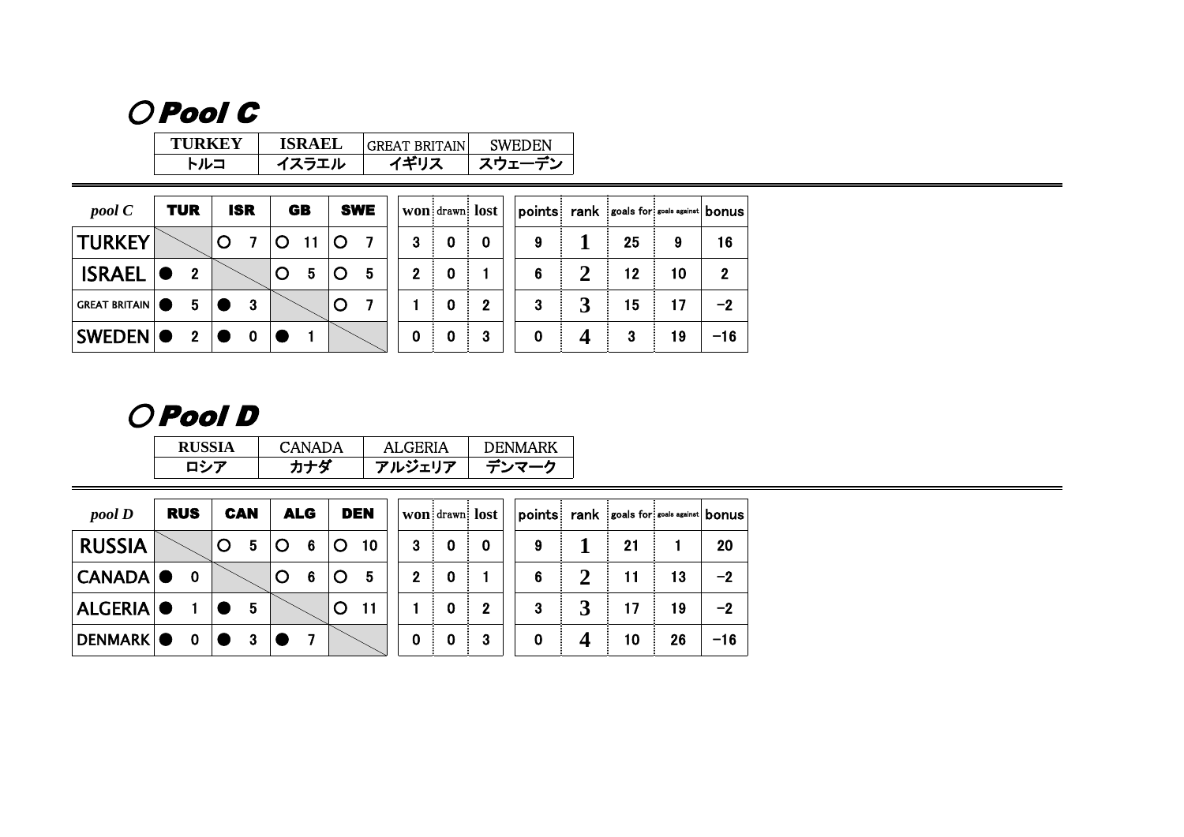## ○ Pool C

| TURKEY | ISRAEL | GREAT BRITAIN | SWEDEN |
|---|---|---|---|
| トルコ | イスラエル | イギリス | スウェーデン |

| pool C | TUR | ISR | GB | SWE | won | drawn | lost | points | rank | goals for | goals against | bonus |
|---|---|---|---|---|---|---|---|---|---|---|---|---|
| TURKEY | | ○ 7 | ○ 11 | ○ 7 | 3 | 0 | 0 | 9 | 1 | 25 | 9 | 16 |
| ISRAEL | ● 2 | | ○ 5 | ○ 5 | 2 | 0 | 1 | 6 | 2 | 12 | 10 | 2 |
| GREAT BRITAIN | ● 5 | ● 3 | | ○ 7 | 1 | 0 | 2 | 3 | 3 | 15 | 17 | −2 |
| SWEDEN | ● 2 | ● 0 | ● 1 | | 0 | 0 | 3 | 0 | 4 | 3 | 19 | −16 |

## ○ Pool D

| RUSSIA | CANADA | ALGERIA | DENMARK |
|---|---|---|---|
| ロシア | カナダ | アルジェリア | デンマーク |

| pool D | RUS | CAN | ALG | DEN | won | drawn | lost | points | rank | goals for | goals against | bonus |
|---|---|---|---|---|---|---|---|---|---|---|---|---|
| RUSSIA | | ○ 5 | ○ 6 | ○ 10 | 3 | 0 | 0 | 9 | 1 | 21 | 1 | 20 |
| CANADA | ● 0 | | ○ 6 | ○ 5 | 2 | 0 | 1 | 6 | 2 | 11 | 13 | −2 |
| ALGERIA | ● 1 | ● 5 | | ○ 11 | 1 | 0 | 2 | 3 | 3 | 17 | 19 | −2 |
| DENMARK | ● 0 | ● 3 | ● 7 | | 0 | 0 | 3 | 0 | 4 | 10 | 26 | −16 |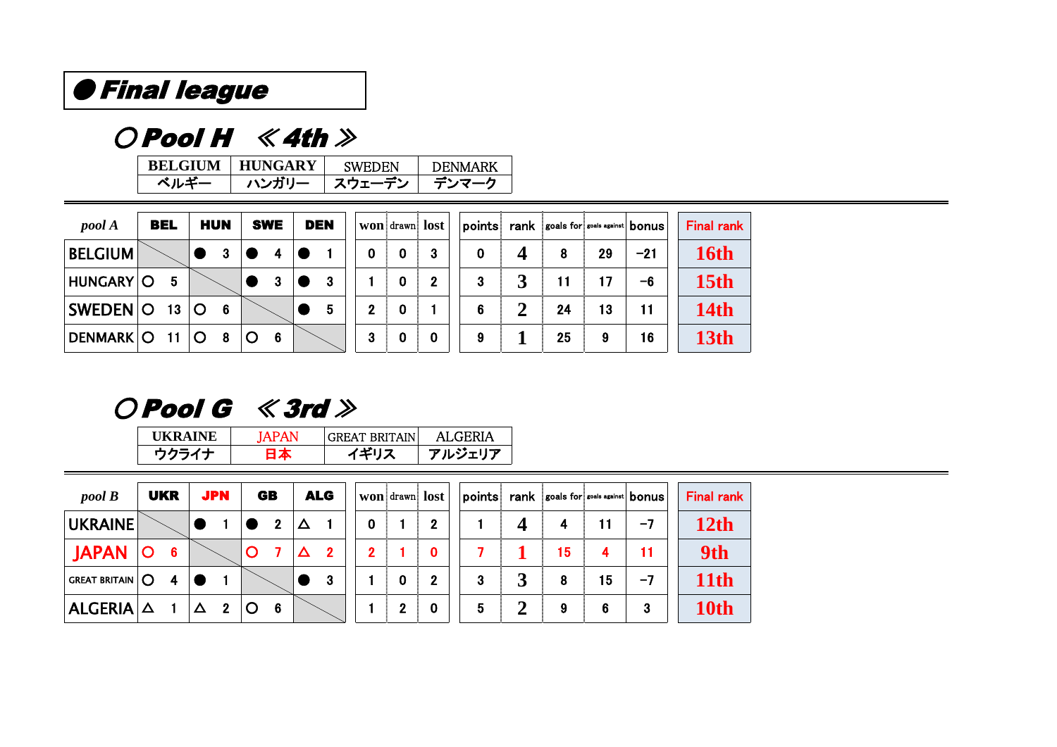# ● Final league

## ○ Pool H 《4th》

| BELGIUM | HUNGARY | SWEDEN | DENMARK |
|---|---|---|---|
| ベルギー | ハンガリー | スウェーデン | デンマーク |

| pool A | BEL | HUN | SWE | DEN | won | drawn | lost | points | rank | goals for | goals against | bonus | Final rank |
|---|---|---|---|---|---|---|---|---|---|---|---|---|---|
| BELGIUM | | ● 3 | ● 4 | ● 1 | 0 | 0 | 3 | 0 | 4 | 8 | 29 | −21 | 16th |
| HUNGARY | ○ 5 | | ● 3 | ● 3 | 1 | 0 | 2 | 3 | 3 | 11 | 17 | −6 | 15th |
| SWEDEN | ○ 13 | ○ 6 | | ● 5 | 2 | 0 | 1 | 6 | 2 | 24 | 13 | 11 | 14th |
| DENMARK | ○ 11 | ○ 8 | ○ 6 | | 3 | 0 | 0 | 9 | 1 | 25 | 9 | 16 | 13th |

## ○ Pool G 《3rd》

| UKRAINE | JAPAN | GREAT BRITAIN | ALGERIA |
|---|---|---|---|
| ウクライナ | 日本 | イギリス | アルジェリア |

| pool B | UKR | JPN | GB | ALG | won | drawn | lost | points | rank | goals for | goals against | bonus | Final rank |
|---|---|---|---|---|---|---|---|---|---|---|---|---|---|
| UKRAINE | | ● 1 | ● 2 | △ 1 | 0 | 1 | 2 | 1 | 4 | 4 | 11 | −7 | 12th |
| JAPAN | ○ 6 | | ○ 7 | △ 2 | 2 | 1 | 0 | 7 | 1 | 15 | 4 | 11 | 9th |
| GREAT BRITAIN | ○ 4 | ● 1 | | ● 3 | 1 | 0 | 2 | 3 | 3 | 8 | 15 | −7 | 11th |
| ALGERIA | △ 1 | △ 2 | ○ 6 | | 1 | 2 | 0 | 5 | 2 | 9 | 6 | 3 | 10th |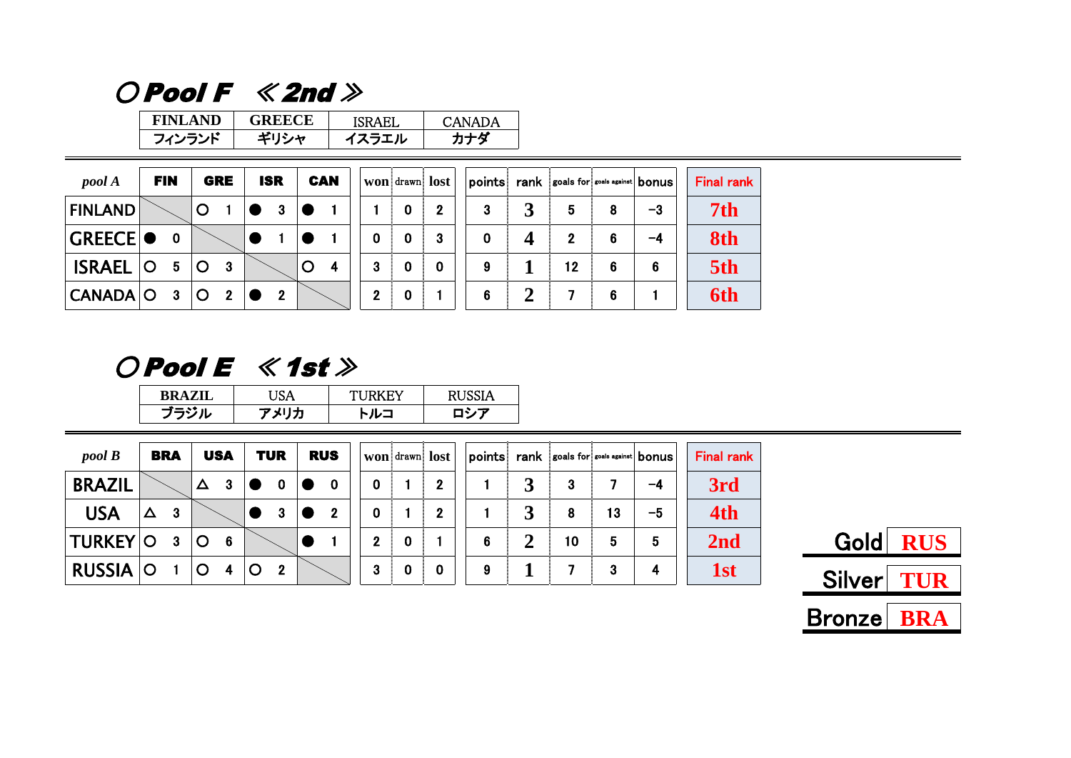## ○Pool F 《2nd》

| FINLAND | GREECE | ISRAEL | CANADA |
|---|---|---|---|
| フィンランド | ギリシャ | イスラエル | カナダ |

| *pool A* | FIN | GRE | ISR | CAN | won | drawn | lost | points | rank | goals for | goals against | bonus | Final rank |
|---|---|---|---|---|---|---|---|---|---|---|---|---|---|
| FINLAND | | ○ 1 | ● 3 | ● 1 | 1 | 0 | 2 | 3 | 3 | 5 | 8 | −3 | 7th |
| GREECE | ● 0 | | ● 1 | ● 1 | 0 | 0 | 3 | 0 | 4 | 2 | 6 | −4 | 8th |
| ISRAEL | ○ 5 | ○ 3 | | ○ 4 | 3 | 0 | 0 | 9 | 1 | 12 | 6 | 6 | 5th |
| CANADA | ○ 3 | ○ 2 | ● 2 | | 2 | 0 | 1 | 6 | 2 | 7 | 6 | 1 | 6th |

## ○Pool E 《1st》

| BRAZIL | USA | TURKEY | RUSSIA |
|---|---|---|---|
| ブラジル | アメリカ | トルコ | ロシア |

| *pool B* | BRA | USA | TUR | RUS | won | drawn | lost | points | rank | goals for | goals against | bonus | Final rank |
|---|---|---|---|---|---|---|---|---|---|---|---|---|---|
| BRAZIL | | △ 3 | ● 0 | ● 0 | 0 | 1 | 2 | 1 | 3 | 3 | 7 | −4 | 3rd |
| USA | △ 3 | | ● 3 | ● 2 | 0 | 1 | 2 | 1 | 3 | 8 | 13 | −5 | 4th |
| TURKEY | ○ 3 | ○ 6 | | ● 1 | 2 | 0 | 1 | 6 | 2 | 10 | 5 | 5 | 2nd |
| RUSSIA | ○ 1 | ○ 4 | ○ 2 | | 3 | 0 | 0 | 9 | 1 | 7 | 3 | 4 | 1st |

| | |
|---|---|
| Gold | RUS |
| Silver | TUR |
| Bronze | BRA |